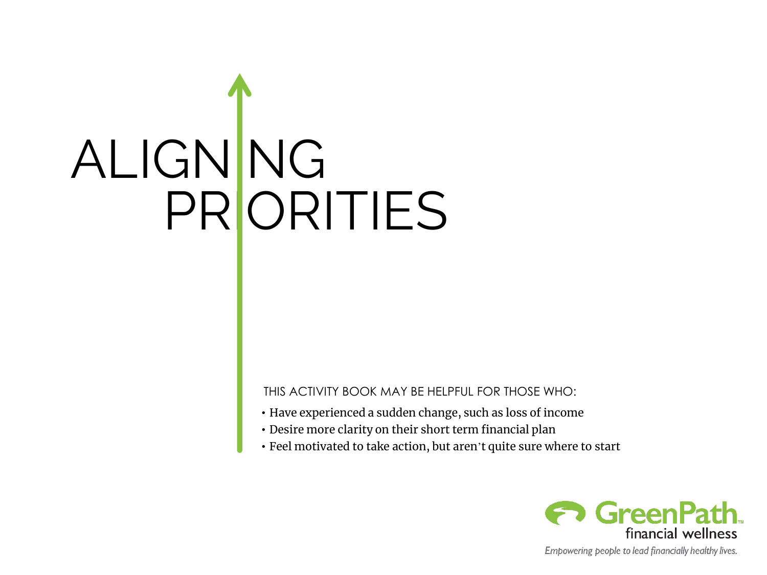# ALIGNING PRIORITIES

THIS ACTIVITY BOOK MAY BE HELPFUL FOR THOSE WHO:

- Have experienced a sudden change, such as loss of income
- Desire more clarity on their short term financial plan
- Feel motivated to take action, but aren't quite sure where to start

GreenPath™ financial wellness

*Empowering people to lead financially healthy lives.*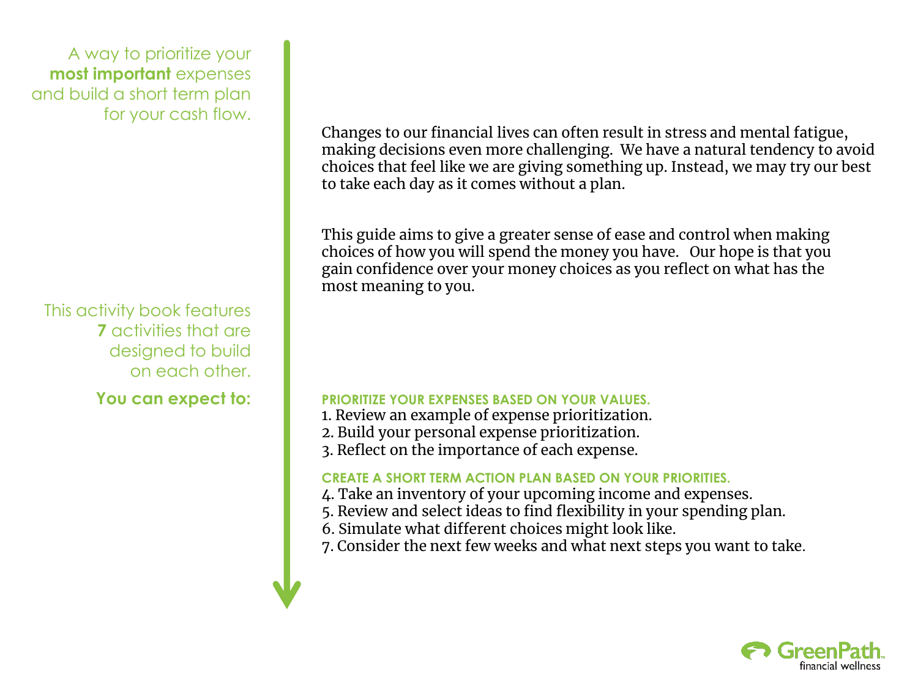A way to prioritize your **most important** expenses and build a short term plan for your cash flow.

Changes to our financial lives can often result in stress and mental fatigue, making decisions even more challenging. We have a natural tendency to avoid choices that feel like we are giving something up. Instead, we may try our best to take each day as it comes without a plan.

This guide aims to give a greater sense of ease and control when making choices of how you will spend the money you have. Our hope is that you gain confidence over your money choices as you reflect on what has the most meaning to you.

This activity book features **7** activities that are designed to build on each other.

**You can expect to:**

**PRIORITIZE YOUR EXPENSES BASED ON YOUR VALUES.**

1. Review an example of expense prioritization.
2. Build your personal expense prioritization.
3. Reflect on the importance of each expense.

**CREATE A SHORT TERM ACTION PLAN BASED ON YOUR PRIORITIES.**

4. Take an inventory of your upcoming income and expenses.
5. Review and select ideas to find flexibility in your spending plan.
6. Simulate what different choices might look like.
7. Consider the next few weeks and what next steps you want to take.

GreenPath financial wellness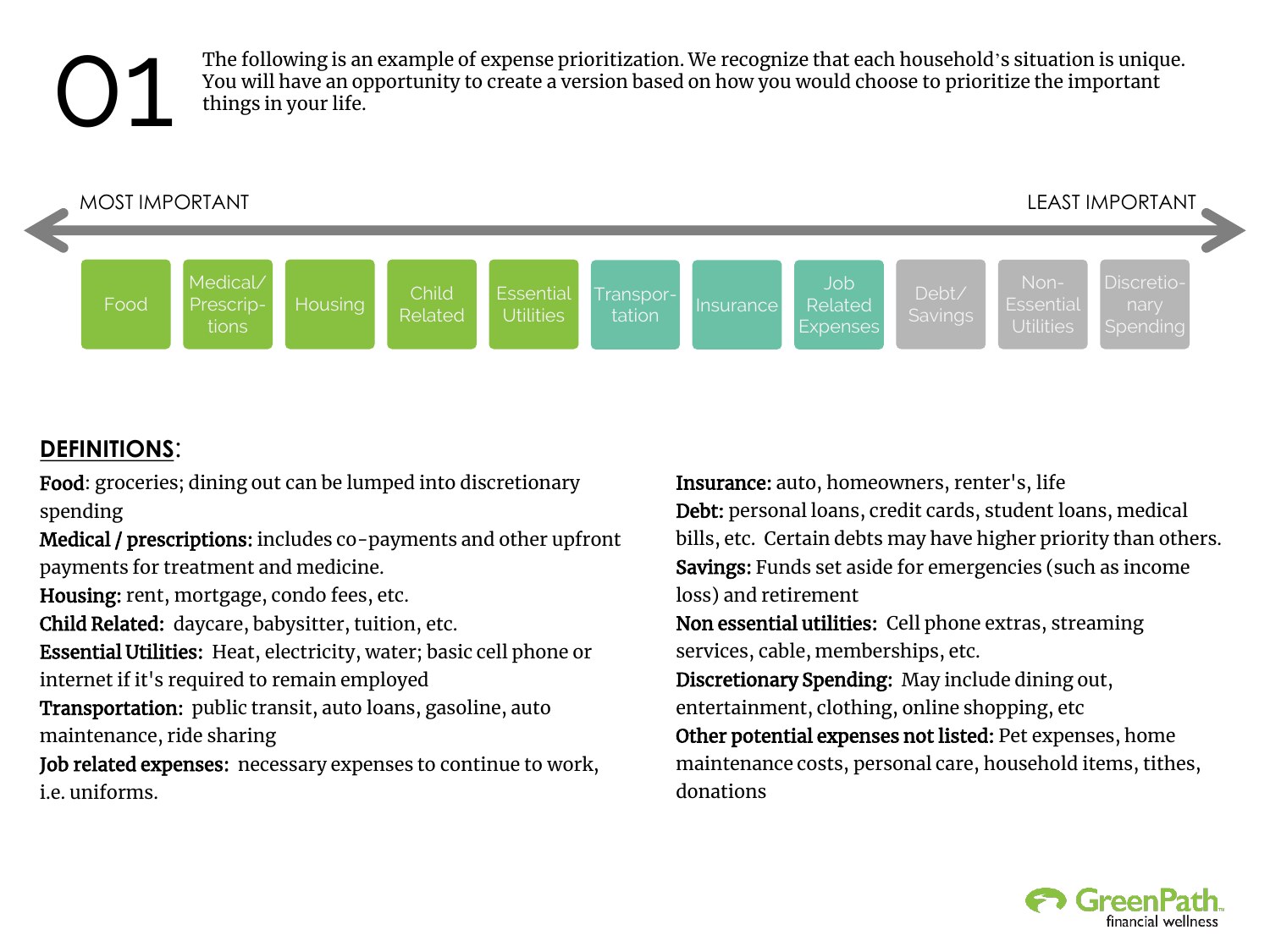# 01

The following is an example of expense prioritization. We recognize that each household's situation is unique. You will have an opportunity to create a version based on how you would choose to prioritize the important things in your life.

MOST IMPORTANT ← → LEAST IMPORTANT

| Food | Medical/ Prescriptions | Housing | Child Related | Essential Utilities | Transportation | Insurance | Job Related Expenses | Debt/ Savings | Non-Essential Utilities | Discretionary Spending |
|---|---|---|---|---|---|---|---|---|---|---|

**DEFINITIONS**:

**Food**: groceries; dining out can be lumped into discretionary spending

**Medical / prescriptions:** includes co-payments and other upfront payments for treatment and medicine.

**Housing**: rent, mortgage, condo fees, etc.

**Child Related:** daycare, babysitter, tuition, etc.

**Essential Utilities:** Heat, electricity, water; basic cell phone or internet if it's required to remain employed

**Transportation:** public transit, auto loans, gasoline, auto maintenance, ride sharing

**Job related expenses:** necessary expenses to continue to work, i.e. uniforms.

**Insurance:** auto, homeowners, renter's, life

**Debt:** personal loans, credit cards, student loans, medical bills, etc. Certain debts may have higher priority than others.

**Savings:** Funds set aside for emergencies (such as income loss) and retirement

**Non essential utilities:** Cell phone extras, streaming services, cable, memberships, etc.

**Discretionary Spending:** May include dining out, entertainment, clothing, online shopping, etc

**Other potential expenses not listed:** Pet expenses, home maintenance costs, personal care, household items, tithes, donations

GreenPath financial wellness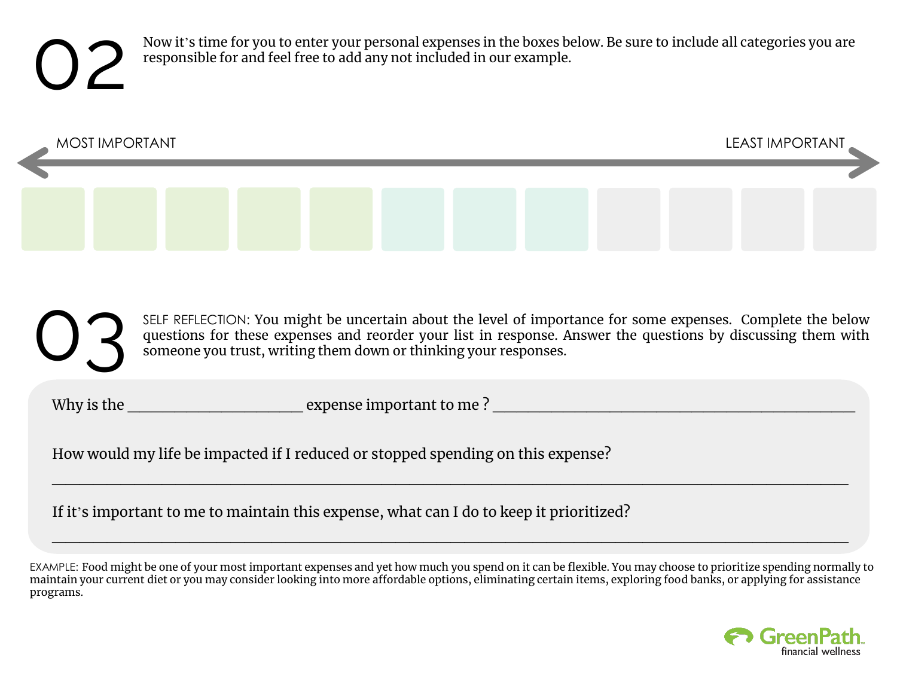## 02

Now it's time for you to enter your personal expenses in the boxes below. Be sure to include all categories you are responsible for and feel free to add any not included in our example.

MOST IMPORTANT ← → LEAST IMPORTANT

| | | | | | | | | | | | |
|---|---|---|---|---|---|---|---|---|---|---|---|
| | | | | | | | | | | | |

## 03

SELF REFLECTION: You might be uncertain about the level of importance for some expenses. Complete the below questions for these expenses and reorder your list in response. Answer the questions by discussing them with someone you trust, writing them down or thinking your responses.

Why is the ______________________ expense important to me ? ______________________________________________

How would my life be impacted if I reduced or stopped spending on this expense?

______________________________________________________________________________________________

If it's important to me to maintain this expense, what can I do to keep it prioritized?

______________________________________________________________________________________________

EXAMPLE: Food might be one of your most important expenses and yet how much you spend on it can be flexible. You may choose to prioritize spending normally to maintain your current diet or you may consider looking into more affordable options, eliminating certain items, exploring food banks, or applying for assistance programs.

GreenPath financial wellness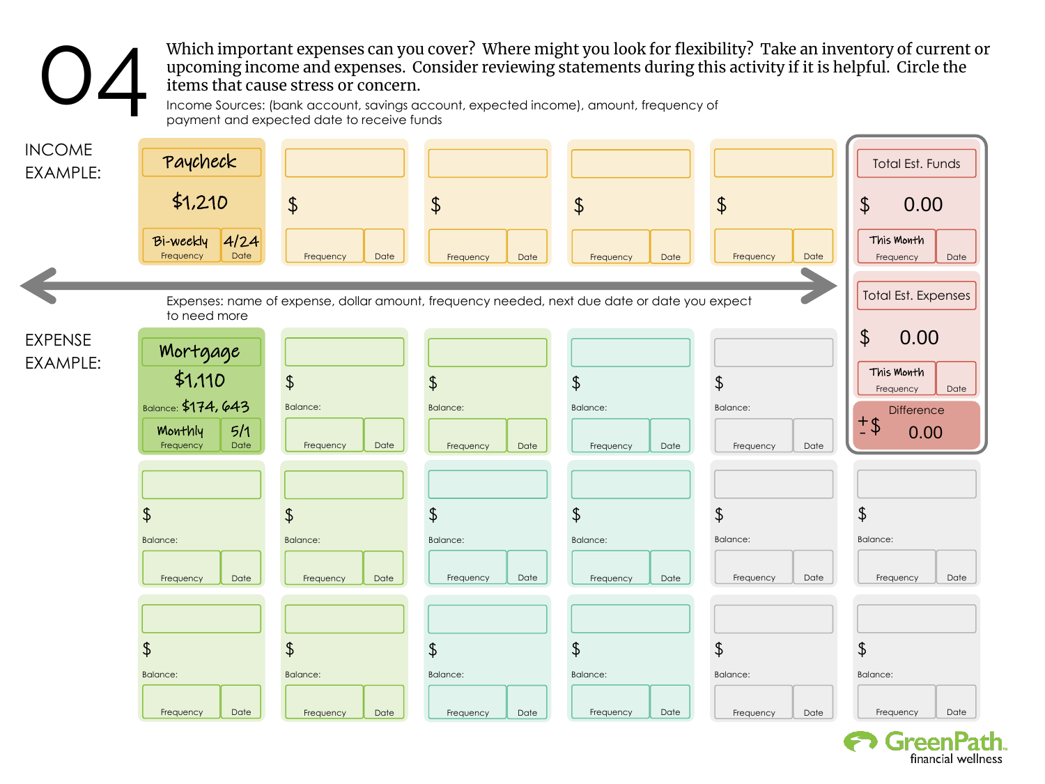# 04

Which important expenses can you cover? Where might you look for flexibility? Take an inventory of current or upcoming income and expenses. Consider reviewing statements during this activity if it is helpful. Circle the items that cause stress or concern.

Income Sources: (bank account, savings account, expected income), amount, frequency of payment and expected date to receive funds

## INCOME EXAMPLE:

| | Name | Amount | Frequency | Date |
|---|---|---|---|---|
| Example | Paycheck | $1,210 | Bi-weekly | 4/24 |
| | | $ | | |
| | | $ | | |
| | | $ | | |
| | | $ | | |

**Total Est. Funds**

$ 0.00

| This Month | |
|---|---|
| Frequency | Date |

Expenses: name of expense, dollar amount, frequency needed, next due date or date you expect to need more

## EXPENSE EXAMPLE:

| | Name | Amount | Balance | Frequency | Date |
|---|---|---|---|---|---|
| Example | Mortgage | $1,110 | $174,643 | Monthly | 5/1 |
| | | $ | | | |
| | | $ | | | |
| | | $ | | | |
| | | $ | | | |
| | | $ | | | |
| | | $ | | | |
| | | $ | | | |
| | | $ | | | |
| | | $ | | | |
| | | $ | | | |
| | | $ | | | |
| | | $ | | | |
| | | $ | | | |
| | | $ | | | |
| | | $ | | | |
| | | $ | | | |

**Total Est. Expenses**

$ 0.00

| This Month | |
|---|---|
| Frequency | Date |

**Difference**

+/- $ 0.00

GreenPath financial wellness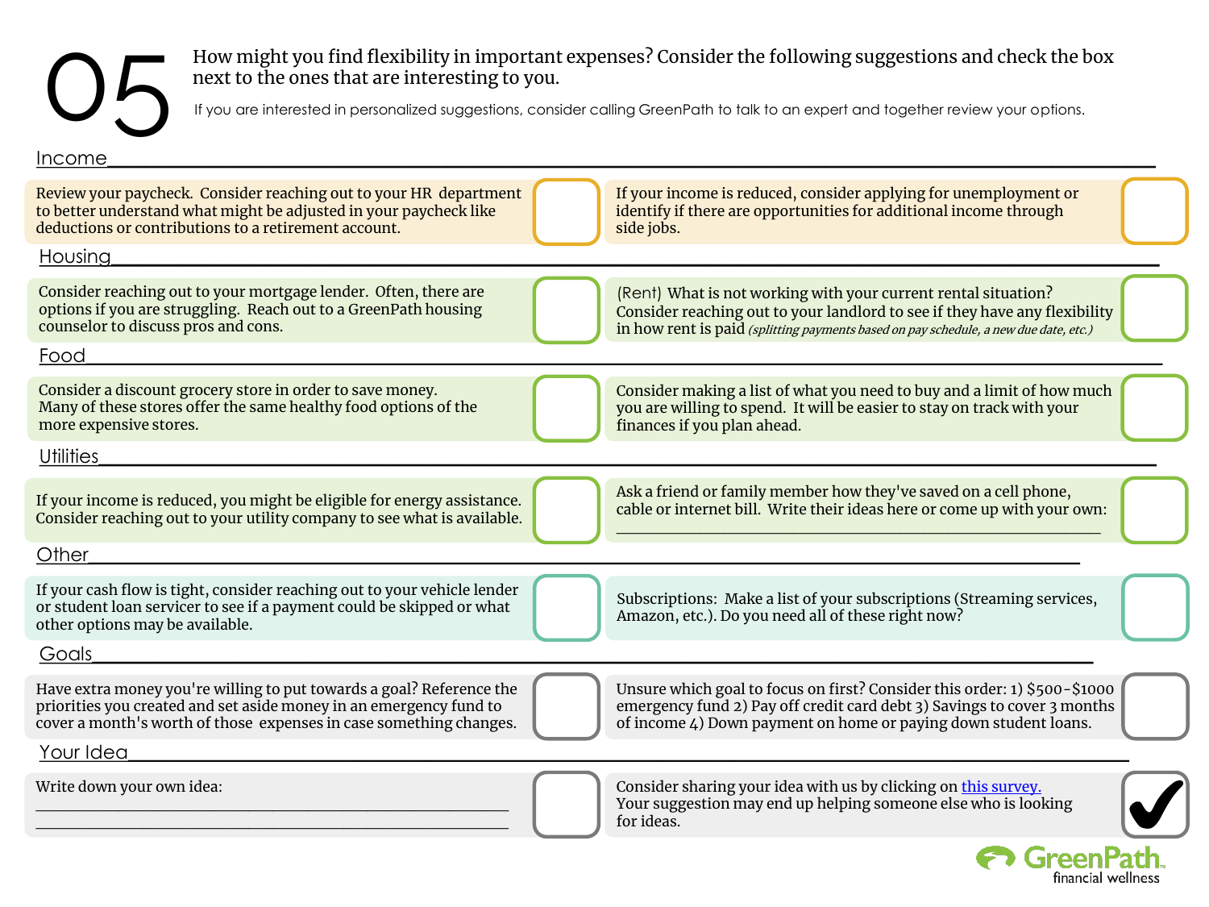# 05

How might you find flexibility in important expenses? Consider the following suggestions and check the box next to the ones that are interesting to you.

If you are interested in personalized suggestions, consider calling GreenPath to talk to an expert and together review your options.

## Income

- [ ] Review your paycheck. Consider reaching out to your HR department to better understand what might be adjusted in your paycheck like deductions or contributions to a retirement account.
- [ ] If your income is reduced, consider applying for unemployment or identify if there are opportunities for additional income through side jobs.

## Housing

- [ ] Consider reaching out to your mortgage lender. Often, there are options if you are struggling. Reach out to a GreenPath housing counselor to discuss pros and cons.
- [ ] (Rent) What is not working with your current rental situation? Consider reaching out to your landlord to see if they have any flexibility in how rent is paid *(splitting payments based on pay schedule, a new due date, etc.)*

## Food

- [ ] Consider a discount grocery store in order to save money. Many of these stores offer the same healthy food options of the more expensive stores.
- [ ] Consider making a list of what you need to buy and a limit of how much you are willing to spend. It will be easier to stay on track with your finances if you plan ahead.

## Utilities

- [ ] If your income is reduced, you might be eligible for energy assistance. Consider reaching out to your utility company to see what is available.
- [ ] Ask a friend or family member how they've saved on a cell phone, cable or internet bill. Write their ideas here or come up with your own: ______________________________

## Other

- [ ] If your cash flow is tight, consider reaching out to your vehicle lender or student loan servicer to see if a payment could be skipped or what other options may be available.
- [ ] Subscriptions: Make a list of your subscriptions (Streaming services, Amazon, etc.). Do you need all of these right now?

## Goals

- [ ] Have extra money you're willing to put towards a goal? Reference the priorities you created and set aside money in an emergency fund to cover a month's worth of those expenses in case something changes.
- [ ] Unsure which goal to focus on first? Consider this order: 1) $500-$1000 emergency fund 2) Pay off credit card debt 3) Savings to cover 3 months of income 4) Down payment on home or paying down student loans.

## Your Idea

- [ ] Write down your own idea: ______________________________ ______________________________
- [x] Consider sharing your idea with us by clicking on this survey. Your suggestion may end up helping someone else who is looking for ideas.

GreenPath financial wellness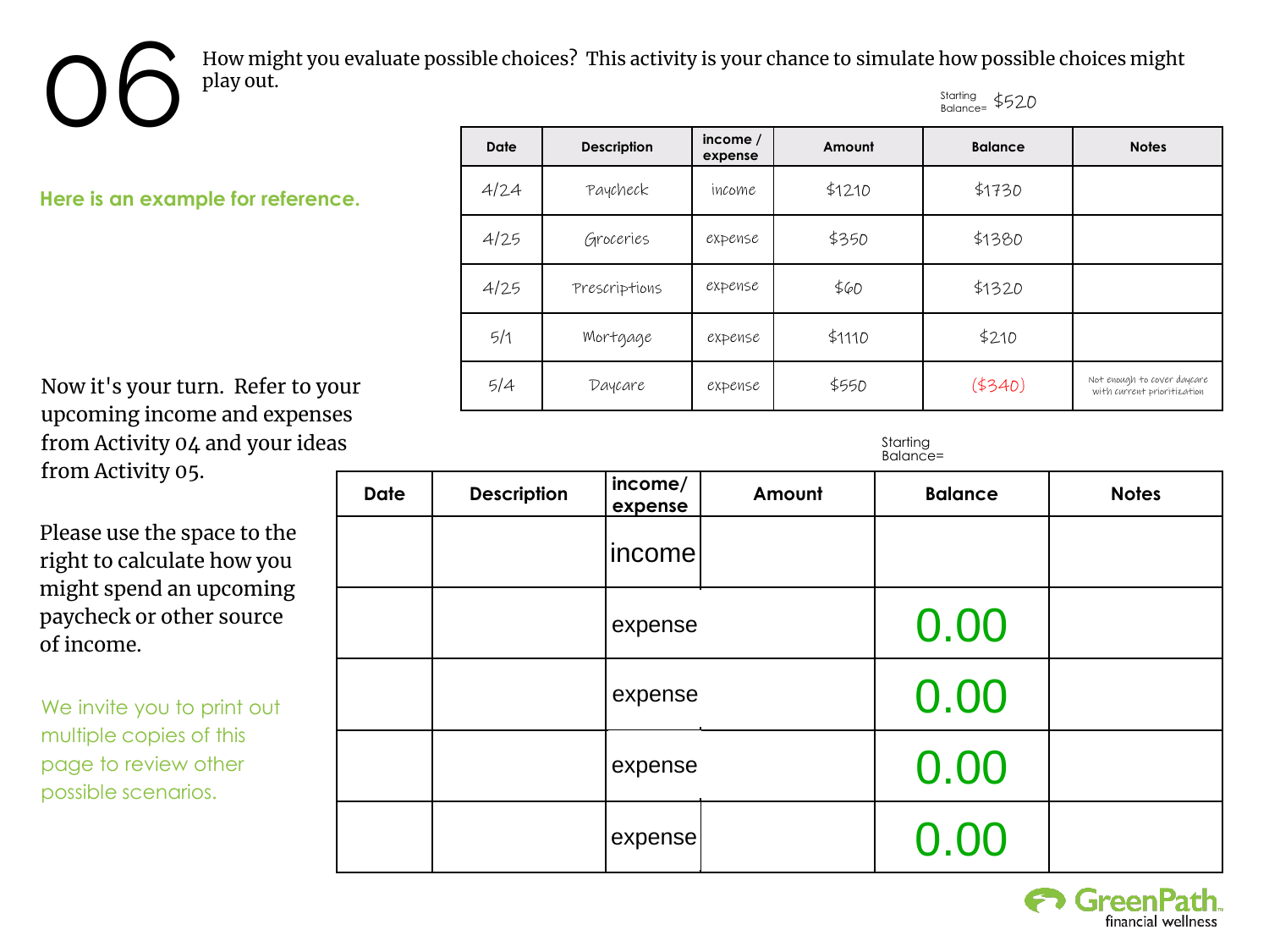# 06

How might you evaluate possible choices? This activity is your chance to simulate how possible choices might play out.

**Here is an example for reference.**

Starting Balance= $520

| Date | Description | income / expense | Amount | Balance | Notes |
|---|---|---|---|---|---|
| 4/24 | Paycheck | income | $1210 | $1730 | |
| 4/25 | Groceries | expense | $350 | $1380 | |
| 4/25 | Prescriptions | expense | $60 | $1320 | |
| 5/1 | Mortgage | expense | $1110 | $210 | |
| 5/4 | Daycare | expense | $550 | ($340) | Not enough to cover daycare with current prioritization |

Now it's your turn. Refer to your upcoming income and expenses from Activity 04 and your ideas from Activity 05.

Please use the space to the right to calculate how you might spend an upcoming paycheck or other source of income.

We invite you to print out multiple copies of this page to review other possible scenarios.

Starting Balance=

| Date | Description | income/ expense | Amount | Balance | Notes |
|---|---|---|---|---|---|
| | | income | | | |
| | | expense | | 0.00 | |
| | | expense | | 0.00 | |
| | | expense | | 0.00 | |
| | | expense | | 0.00 | |

GreenPath financial wellness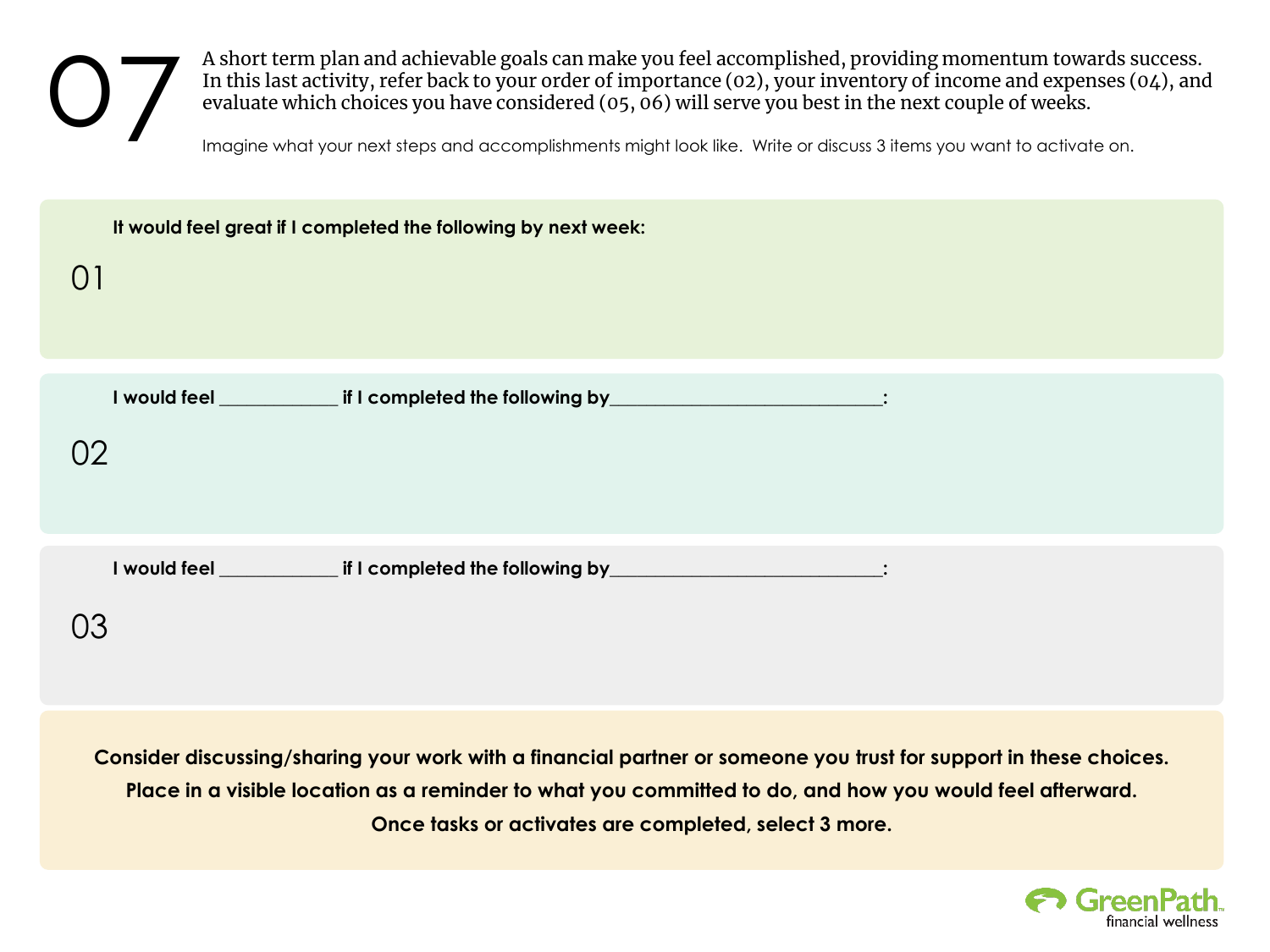# 07

A short term plan and achievable goals can make you feel accomplished, providing momentum towards success. In this last activity, refer back to your order of importance (02), your inventory of income and expenses (04), and evaluate which choices you have considered (05, 06) will serve you best in the next couple of weeks.

Imagine what your next steps and accomplishments might look like. Write or discuss 3 items you want to activate on.

**It would feel great if I completed the following by next week:**

01

**I would feel ____________ if I completed the following by____________________________:**

02

**I would feel ____________ if I completed the following by____________________________:**

03

**Consider discussing/sharing your work with a financial partner or someone you trust for support in these choices.**

**Place in a visible location as a reminder to what you committed to do, and how you would feel afterward.**

**Once tasks or activates are completed, select 3 more.**

GreenPath financial wellness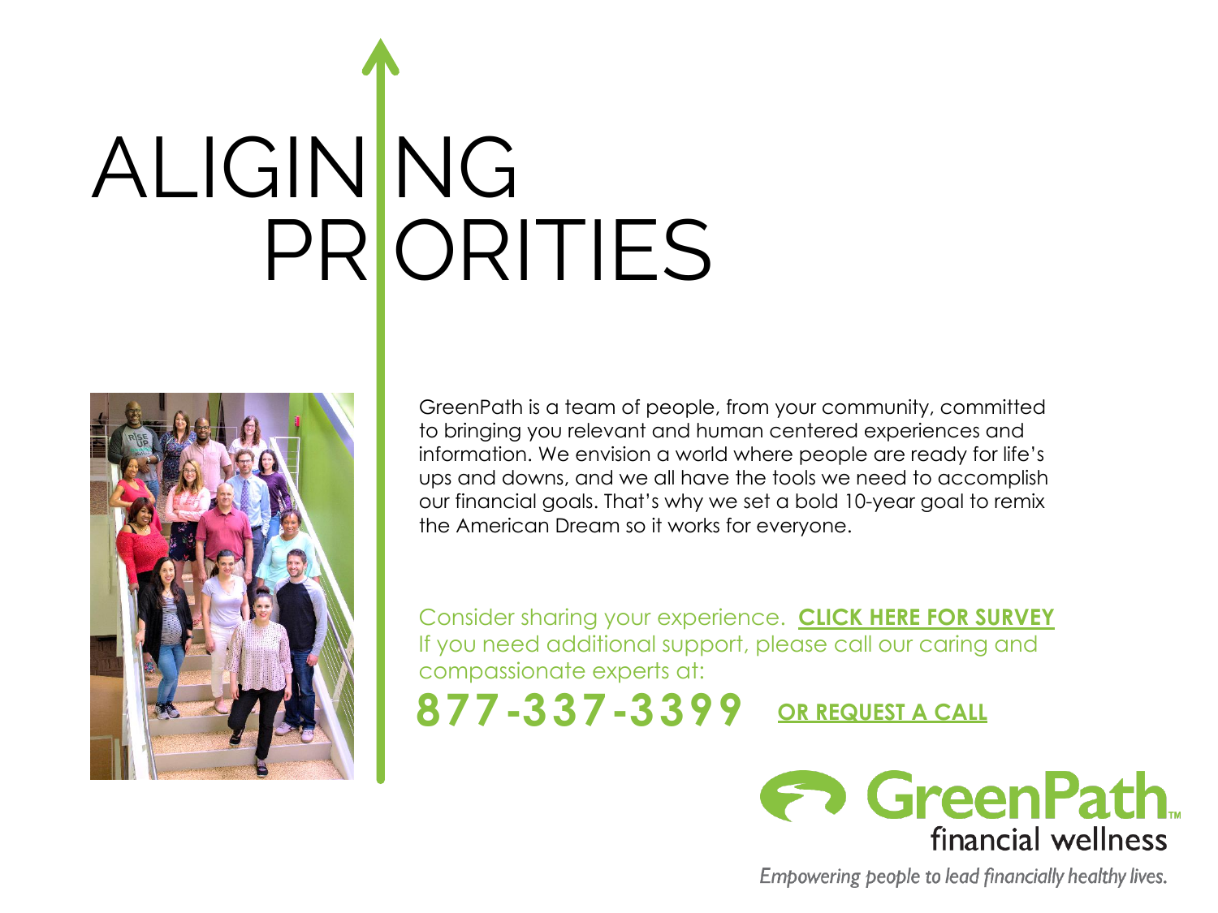# ALIGNING PRIORITIES

GreenPath is a team of people, from your community, committed to bringing you relevant and human centered experiences and information. We envision a world where people are ready for life's ups and downs, and we all have the tools we need to accomplish our financial goals. That's why we set a bold 10-year goal to remix the American Dream so it works for everyone.

Consider sharing your experience. **CLICK HERE FOR SURVEY**
If you need additional support, please call our caring and compassionate experts at:

**877-337-3399** **OR REQUEST A CALL**

GreenPath™ financial wellness

*Empowering people to lead financially healthy lives.*